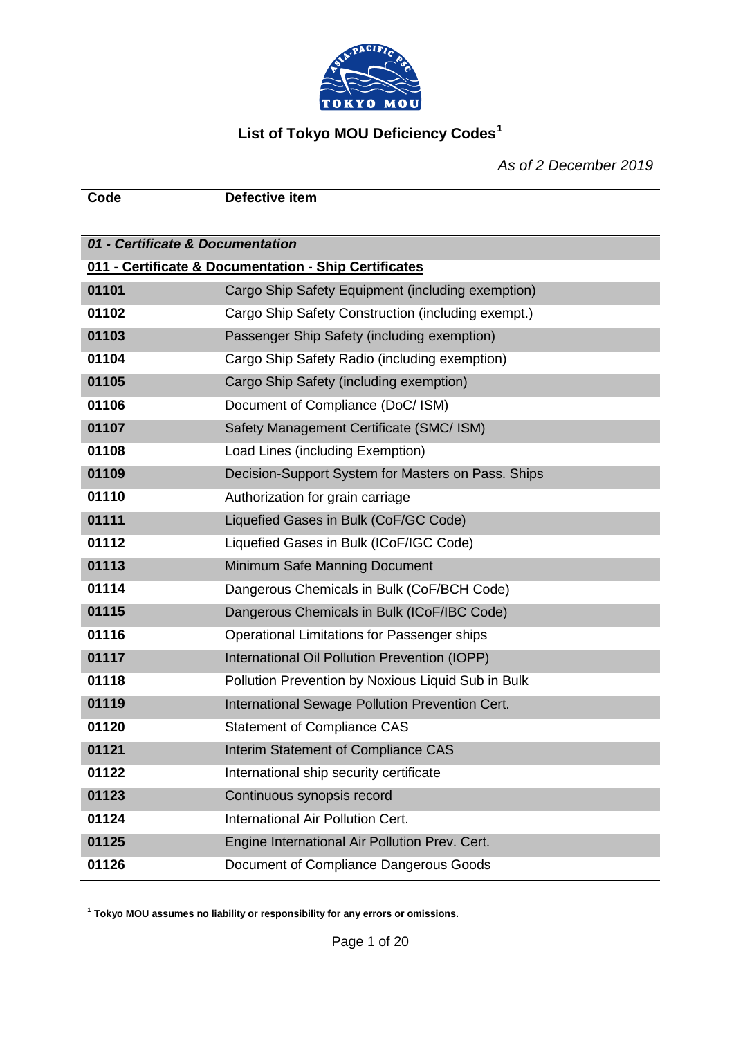# List of Tokyo MOU Deficiency Codes[1]

*As of 2 December 2019*

| Code | Defective item |
|---|---|
| ***01 - Certificate & Documentation*** | |
| **011 - Certificate & Documentation - Ship Certificates** | |
| **01101** | Cargo Ship Safety Equipment (including exemption) |
| **01102** | Cargo Ship Safety Construction (including exempt.) |
| **01103** | Passenger Ship Safety (including exemption) |
| **01104** | Cargo Ship Safety Radio (including exemption) |
| **01105** | Cargo Ship Safety (including exemption) |
| **01106** | Document of Compliance (DoC/ ISM) |
| **01107** | Safety Management Certificate (SMC/ ISM) |
| **01108** | Load Lines (including Exemption) |
| **01109** | Decision-Support System for Masters on Pass. Ships |
| **01110** | Authorization for grain carriage |
| **01111** | Liquefied Gases in Bulk (CoF/GC Code) |
| **01112** | Liquefied Gases in Bulk (ICoF/IGC Code) |
| **01113** | Minimum Safe Manning Document |
| **01114** | Dangerous Chemicals in Bulk (CoF/BCH Code) |
| **01115** | Dangerous Chemicals in Bulk (ICoF/IBC Code) |
| **01116** | Operational Limitations for Passenger ships |
| **01117** | International Oil Pollution Prevention (IOPP) |
| **01118** | Pollution Prevention by Noxious Liquid Sub in Bulk |
| **01119** | International Sewage Pollution Prevention Cert. |
| **01120** | Statement of Compliance CAS |
| **01121** | Interim Statement of Compliance CAS |
| **01122** | International ship security certificate |
| **01123** | Continuous synopsis record |
| **01124** | International Air Pollution Cert. |
| **01125** | Engine International Air Pollution Prev. Cert. |
| **01126** | Document of Compliance Dangerous Goods |

[1] **Tokyo MOU assumes no liability or responsibility for any errors or omissions.**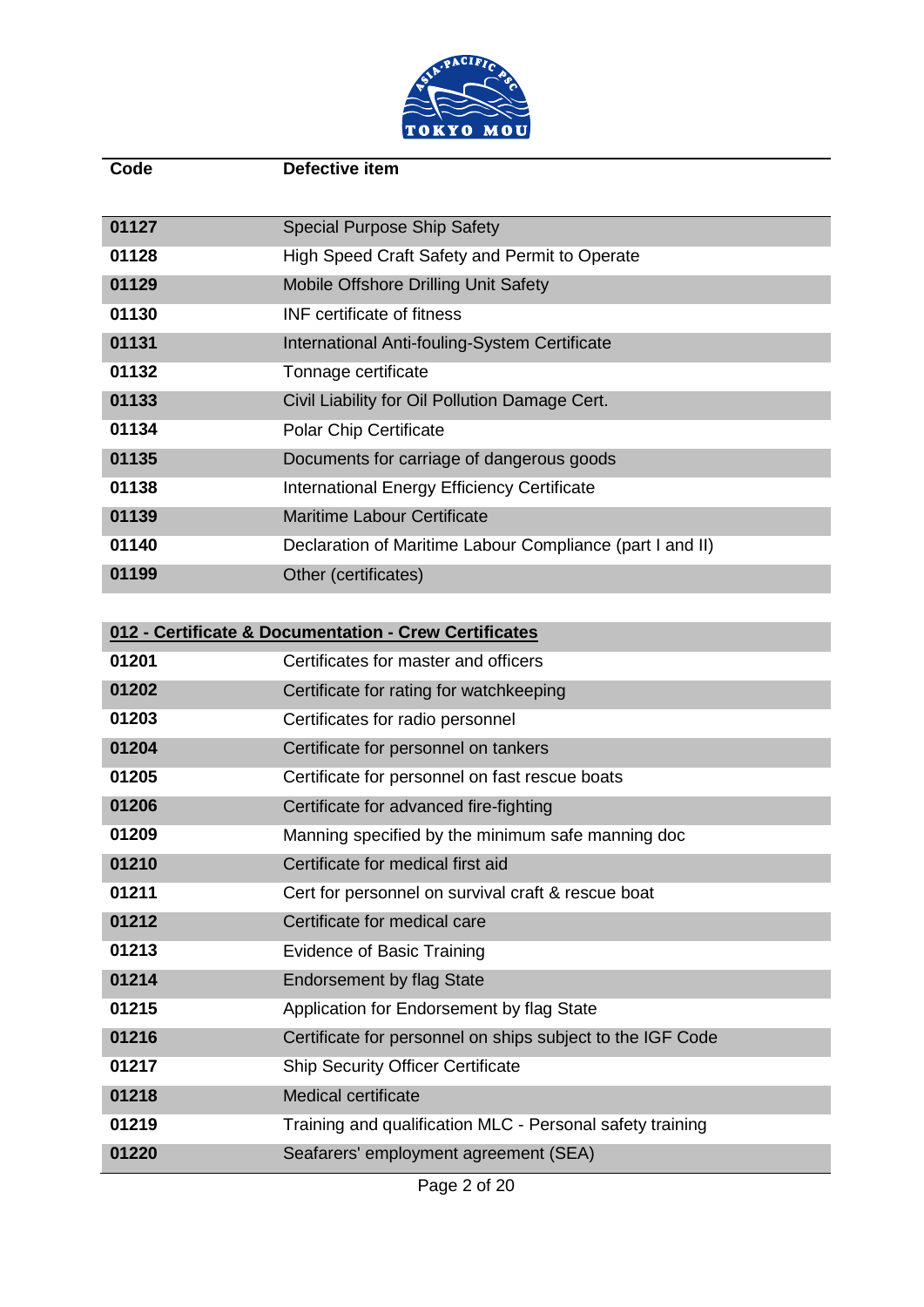| Code | Defective item |
| --- | --- |
| 01127 | Special Purpose Ship Safety |
| 01128 | High Speed Craft Safety and Permit to Operate |
| 01129 | Mobile Offshore Drilling Unit Safety |
| 01130 | INF certificate of fitness |
| 01131 | International Anti-fouling-System Certificate |
| 01132 | Tonnage certificate |
| 01133 | Civil Liability for Oil Pollution Damage Cert. |
| 01134 | Polar Chip Certificate |
| 01135 | Documents for carriage of dangerous goods |
| 01138 | International Energy Efficiency Certificate |
| 01139 | Maritime Labour Certificate |
| 01140 | Declaration of Maritime Labour Compliance (part I and II) |
| 01199 | Other (certificates) |

| **012 - Certificate & Documentation - Crew Certificates** | |
| --- | --- |
| 01201 | Certificates for master and officers |
| 01202 | Certificate for rating for watchkeeping |
| 01203 | Certificates for radio personnel |
| 01204 | Certificate for personnel on tankers |
| 01205 | Certificate for personnel on fast rescue boats |
| 01206 | Certificate for advanced fire-fighting |
| 01209 | Manning specified by the minimum safe manning doc |
| 01210 | Certificate for medical first aid |
| 01211 | Cert for personnel on survival craft & rescue boat |
| 01212 | Certificate for medical care |
| 01213 | Evidence of Basic Training |
| 01214 | Endorsement by flag State |
| 01215 | Application for Endorsement by flag State |
| 01216 | Certificate for personnel on ships subject to the IGF Code |
| 01217 | Ship Security Officer Certificate |
| 01218 | Medical certificate |
| 01219 | Training and qualification MLC - Personal safety training |
| 01220 | Seafarers' employment agreement (SEA) |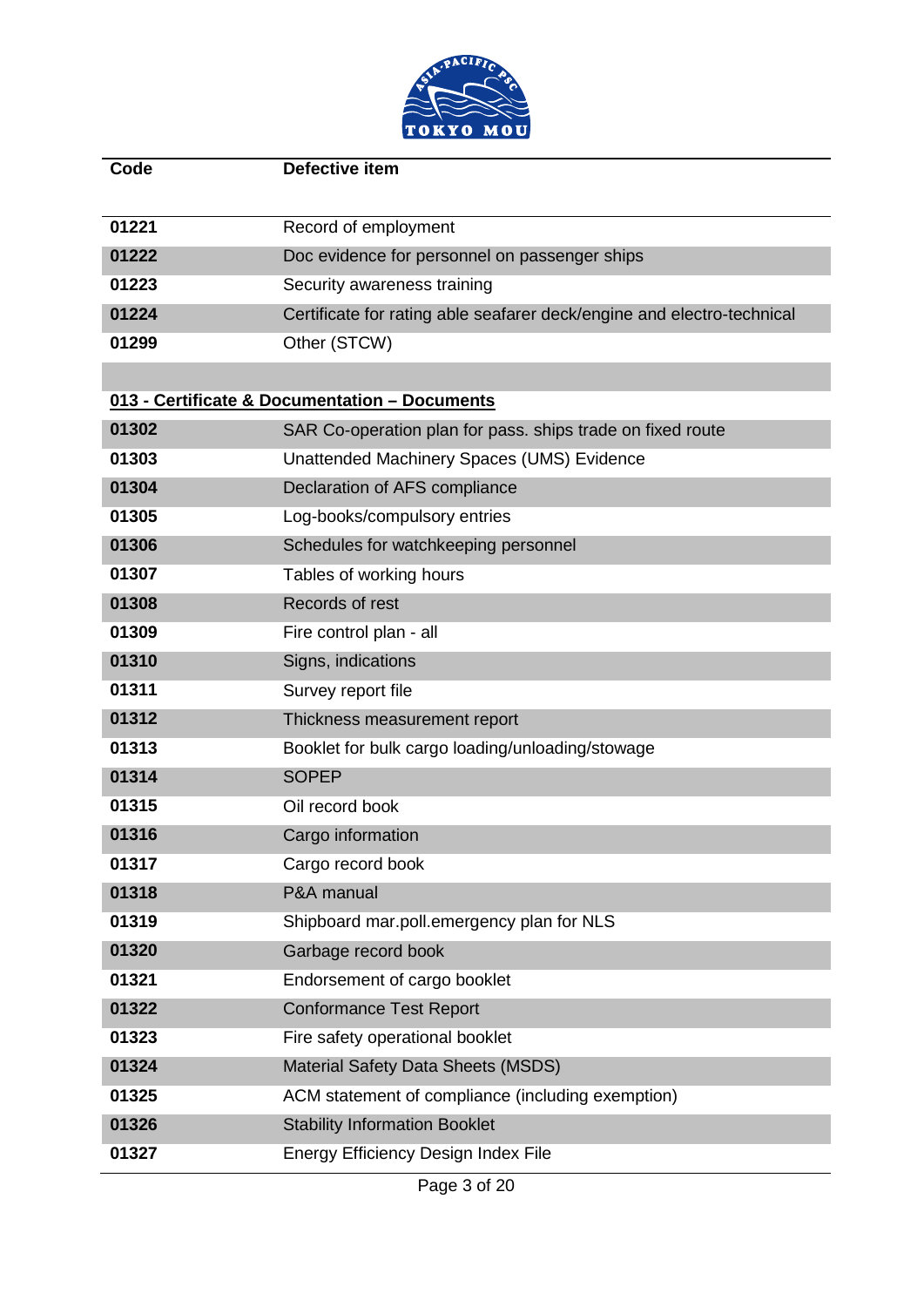| Code | Defective item |
|---|---|
| **01221** | Record of employment |
| **01222** | Doc evidence for personnel on passenger ships |
| **01223** | Security awareness training |
| **01224** | Certificate for rating able seafarer deck/engine and electro-technical |
| **01299** | Other (STCW) |
| | |
| **013 - Certificate & Documentation – Documents** | |
| **01302** | SAR Co-operation plan for pass. ships trade on fixed route |
| **01303** | Unattended Machinery Spaces (UMS) Evidence |
| **01304** | Declaration of AFS compliance |
| **01305** | Log-books/compulsory entries |
| **01306** | Schedules for watchkeeping personnel |
| **01307** | Tables of working hours |
| **01308** | Records of rest |
| **01309** | Fire control plan - all |
| **01310** | Signs, indications |
| **01311** | Survey report file |
| **01312** | Thickness measurement report |
| **01313** | Booklet for bulk cargo loading/unloading/stowage |
| **01314** | SOPEP |
| **01315** | Oil record book |
| **01316** | Cargo information |
| **01317** | Cargo record book |
| **01318** | P&A manual |
| **01319** | Shipboard mar.poll.emergency plan for NLS |
| **01320** | Garbage record book |
| **01321** | Endorsement of cargo booklet |
| **01322** | Conformance Test Report |
| **01323** | Fire safety operational booklet |
| **01324** | Material Safety Data Sheets (MSDS) |
| **01325** | ACM statement of compliance (including exemption) |
| **01326** | Stability Information Booklet |
| **01327** | Energy Efficiency Design Index File |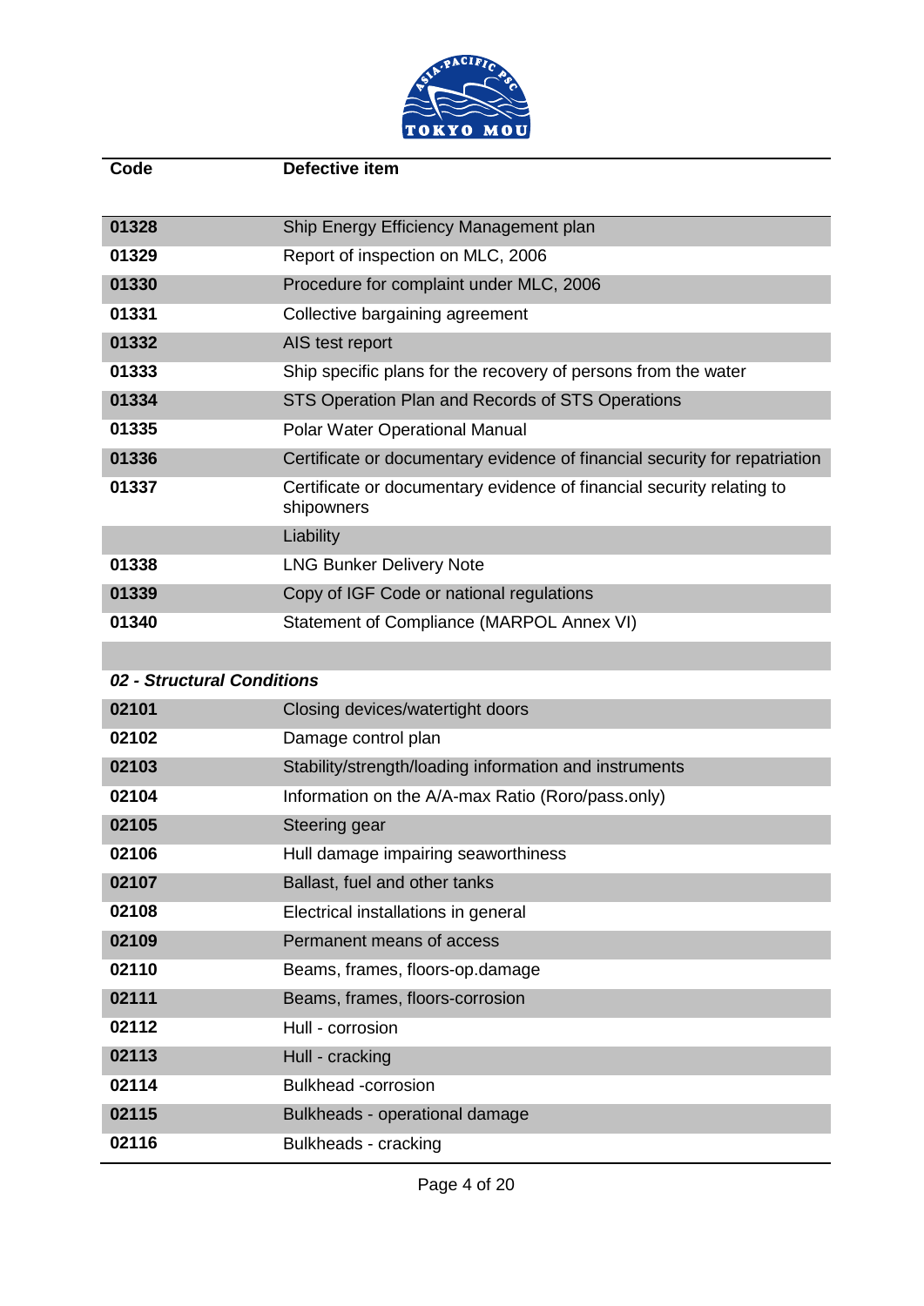| Code | Defective item |
|---|---|
| 01328 | Ship Energy Efficiency Management plan |
| 01329 | Report of inspection on MLC, 2006 |
| 01330 | Procedure for complaint under MLC, 2006 |
| 01331 | Collective bargaining agreement |
| 01332 | AIS test report |
| 01333 | Ship specific plans for the recovery of persons from the water |
| 01334 | STS Operation Plan and Records of STS Operations |
| 01335 | Polar Water Operational Manual |
| 01336 | Certificate or documentary evidence of financial security for repatriation |
| 01337 | Certificate or documentary evidence of financial security relating to shipowners |
| | Liability |
| 01338 | LNG Bunker Delivery Note |
| 01339 | Copy of IGF Code or national regulations |
| 01340 | Statement of Compliance (MARPOL Annex VI) |
| | |
| ***02 - Structural Conditions*** | |
| 02101 | Closing devices/watertight doors |
| 02102 | Damage control plan |
| 02103 | Stability/strength/loading information and instruments |
| 02104 | Information on the A/A-max Ratio (Roro/pass.only) |
| 02105 | Steering gear |
| 02106 | Hull damage impairing seaworthiness |
| 02107 | Ballast, fuel and other tanks |
| 02108 | Electrical installations in general |
| 02109 | Permanent means of access |
| 02110 | Beams, frames, floors-op.damage |
| 02111 | Beams, frames, floors-corrosion |
| 02112 | Hull - corrosion |
| 02113 | Hull - cracking |
| 02114 | Bulkhead -corrosion |
| 02115 | Bulkheads - operational damage |
| 02116 | Bulkheads - cracking |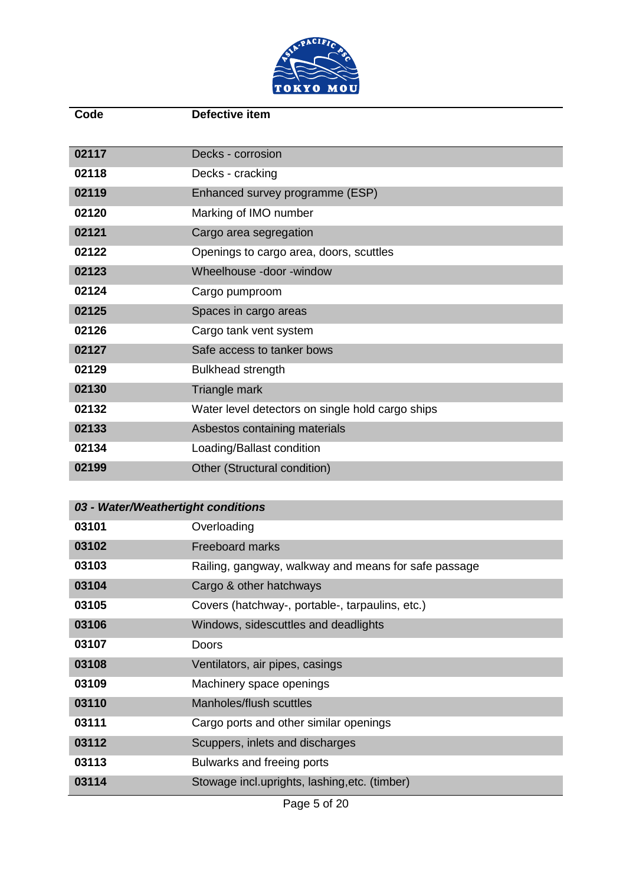| Code | Defective item |
|---|---|
| **02117** | Decks - corrosion |
| **02118** | Decks - cracking |
| **02119** | Enhanced survey programme (ESP) |
| **02120** | Marking of IMO number |
| **02121** | Cargo area segregation |
| **02122** | Openings to cargo area, doors, scuttles |
| **02123** | Wheelhouse -door -window |
| **02124** | Cargo pumproom |
| **02125** | Spaces in cargo areas |
| **02126** | Cargo tank vent system |
| **02127** | Safe access to tanker bows |
| **02129** | Bulkhead strength |
| **02130** | Triangle mark |
| **02132** | Water level detectors on single hold cargo ships |
| **02133** | Asbestos containing materials |
| **02134** | Loading/Ballast condition |
| **02199** | Other (Structural condition) |
| ***03 - Water/Weathertight conditions*** | |
| **03101** | Overloading |
| **03102** | Freeboard marks |
| **03103** | Railing, gangway, walkway and means for safe passage |
| **03104** | Cargo & other hatchways |
| **03105** | Covers (hatchway-, portable-, tarpaulins, etc.) |
| **03106** | Windows, sidescuttles and deadlights |
| **03107** | Doors |
| **03108** | Ventilators, air pipes, casings |
| **03109** | Machinery space openings |
| **03110** | Manholes/flush scuttles |
| **03111** | Cargo ports and other similar openings |
| **03112** | Scuppers, inlets and discharges |
| **03113** | Bulwarks and freeing ports |
| **03114** | Stowage incl.uprights, lashing,etc. (timber) |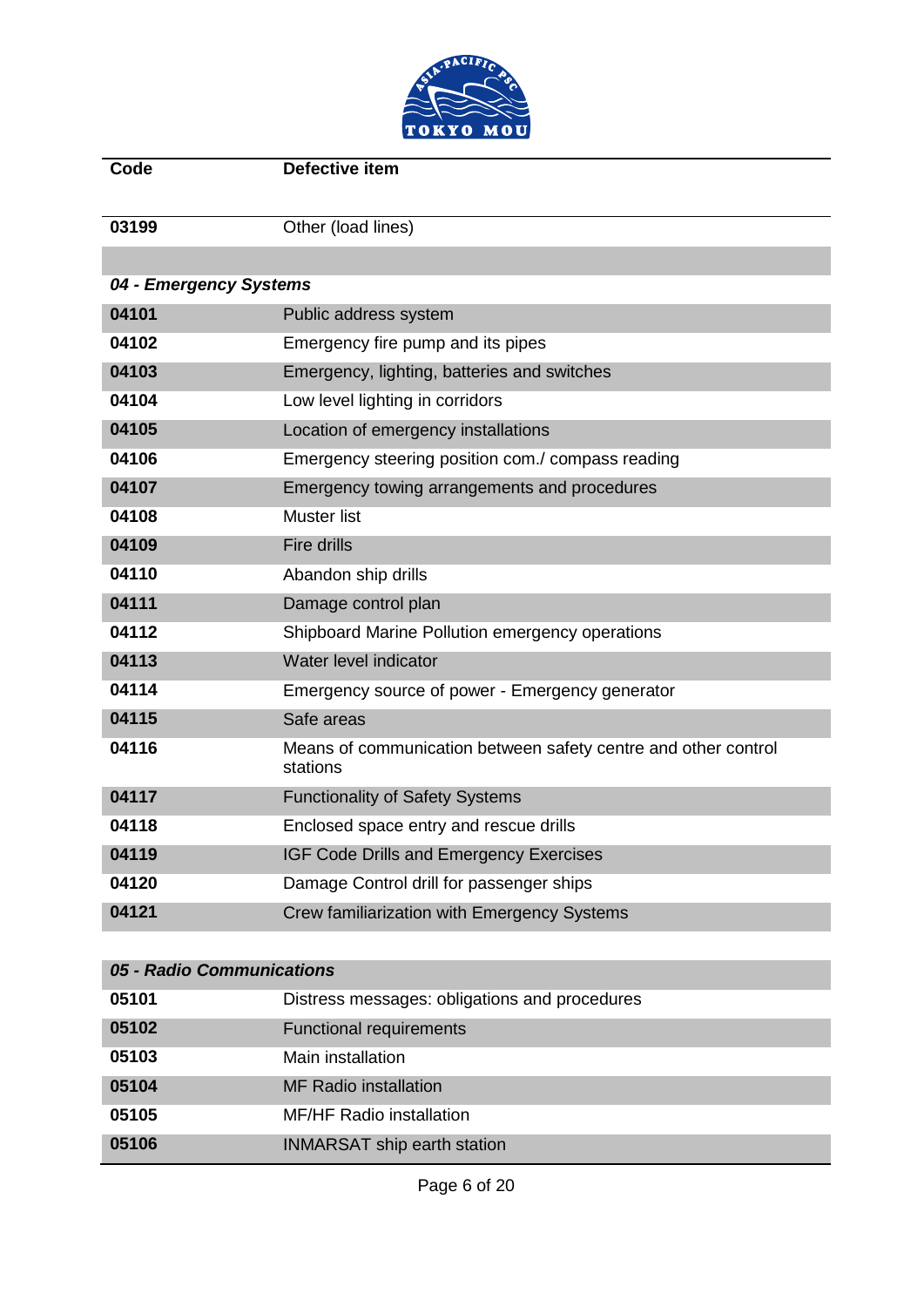| Code | Defective item |
|---|---|
| 03199 | Other (load lines) |
| | |
| ***04 - Emergency Systems*** | |
| 04101 | Public address system |
| 04102 | Emergency fire pump and its pipes |
| 04103 | Emergency, lighting, batteries and switches |
| 04104 | Low level lighting in corridors |
| 04105 | Location of emergency installations |
| 04106 | Emergency steering position com./ compass reading |
| 04107 | Emergency towing arrangements and procedures |
| 04108 | Muster list |
| 04109 | Fire drills |
| 04110 | Abandon ship drills |
| 04111 | Damage control plan |
| 04112 | Shipboard Marine Pollution emergency operations |
| 04113 | Water level indicator |
| 04114 | Emergency source of power - Emergency generator |
| 04115 | Safe areas |
| 04116 | Means of communication between safety centre and other control stations |
| 04117 | Functionality of Safety Systems |
| 04118 | Enclosed space entry and rescue drills |
| 04119 | IGF Code Drills and Emergency Exercises |
| 04120 | Damage Control drill for passenger ships |
| 04121 | Crew familiarization with Emergency Systems |
| | |
| ***05 - Radio Communications*** | |
| 05101 | Distress messages: obligations and procedures |
| 05102 | Functional requirements |
| 05103 | Main installation |
| 05104 | MF Radio installation |
| 05105 | MF/HF Radio installation |
| 05106 | INMARSAT ship earth station |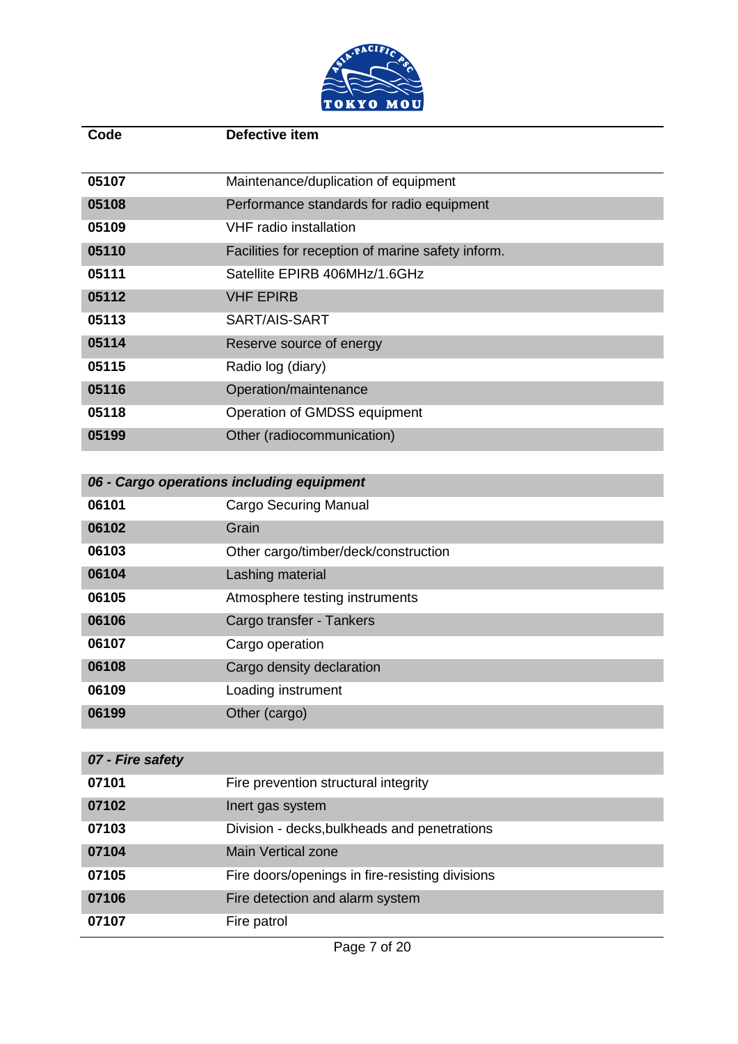| Code | Defective item |
|---|---|
| 05107 | Maintenance/duplication of equipment |
| 05108 | Performance standards for radio equipment |
| 05109 | VHF radio installation |
| 05110 | Facilities for reception of marine safety inform. |
| 05111 | Satellite EPIRB 406MHz/1.6GHz |
| 05112 | VHF EPIRB |
| 05113 | SART/AIS-SART |
| 05114 | Reserve source of energy |
| 05115 | Radio log (diary) |
| 05116 | Operation/maintenance |
| 05118 | Operation of GMDSS equipment |
| 05199 | Other (radiocommunication) |

| *06 - Cargo operations including equipment* | |
|---|---|
| 06101 | Cargo Securing Manual |
| 06102 | Grain |
| 06103 | Other cargo/timber/deck/construction |
| 06104 | Lashing material |
| 06105 | Atmosphere testing instruments |
| 06106 | Cargo transfer - Tankers |
| 06107 | Cargo operation |
| 06108 | Cargo density declaration |
| 06109 | Loading instrument |
| 06199 | Other (cargo) |

| *07 - Fire safety* | |
|---|---|
| 07101 | Fire prevention structural integrity |
| 07102 | Inert gas system |
| 07103 | Division - decks,bulkheads and penetrations |
| 07104 | Main Vertical zone |
| 07105 | Fire doors/openings in fire-resisting divisions |
| 07106 | Fire detection and alarm system |
| 07107 | Fire patrol |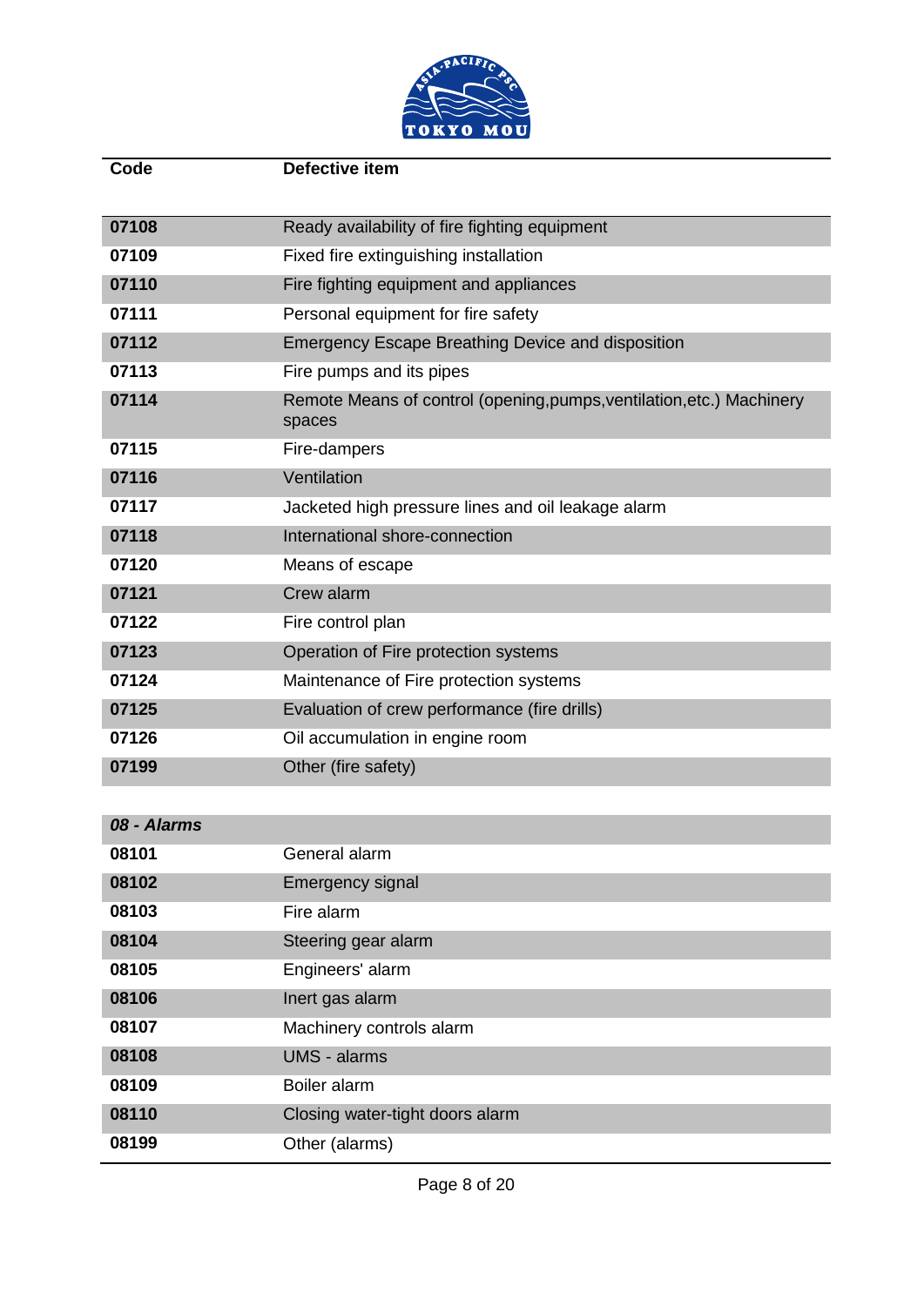| Code | Defective item |
|---|---|
| 07108 | Ready availability of fire fighting equipment |
| 07109 | Fixed fire extinguishing installation |
| 07110 | Fire fighting equipment and appliances |
| 07111 | Personal equipment for fire safety |
| 07112 | Emergency Escape Breathing Device and disposition |
| 07113 | Fire pumps and its pipes |
| 07114 | Remote Means of control (opening,pumps,ventilation,etc.) Machinery spaces |
| 07115 | Fire-dampers |
| 07116 | Ventilation |
| 07117 | Jacketed high pressure lines and oil leakage alarm |
| 07118 | International shore-connection |
| 07120 | Means of escape |
| 07121 | Crew alarm |
| 07122 | Fire control plan |
| 07123 | Operation of Fire protection systems |
| 07124 | Maintenance of Fire protection systems |
| 07125 | Evaluation of crew performance (fire drills) |
| 07126 | Oil accumulation in engine room |
| 07199 | Other (fire safety) |
| ***08 - Alarms*** | |
| 08101 | General alarm |
| 08102 | Emergency signal |
| 08103 | Fire alarm |
| 08104 | Steering gear alarm |
| 08105 | Engineers' alarm |
| 08106 | Inert gas alarm |
| 08107 | Machinery controls alarm |
| 08108 | UMS - alarms |
| 08109 | Boiler alarm |
| 08110 | Closing water-tight doors alarm |
| 08199 | Other (alarms) |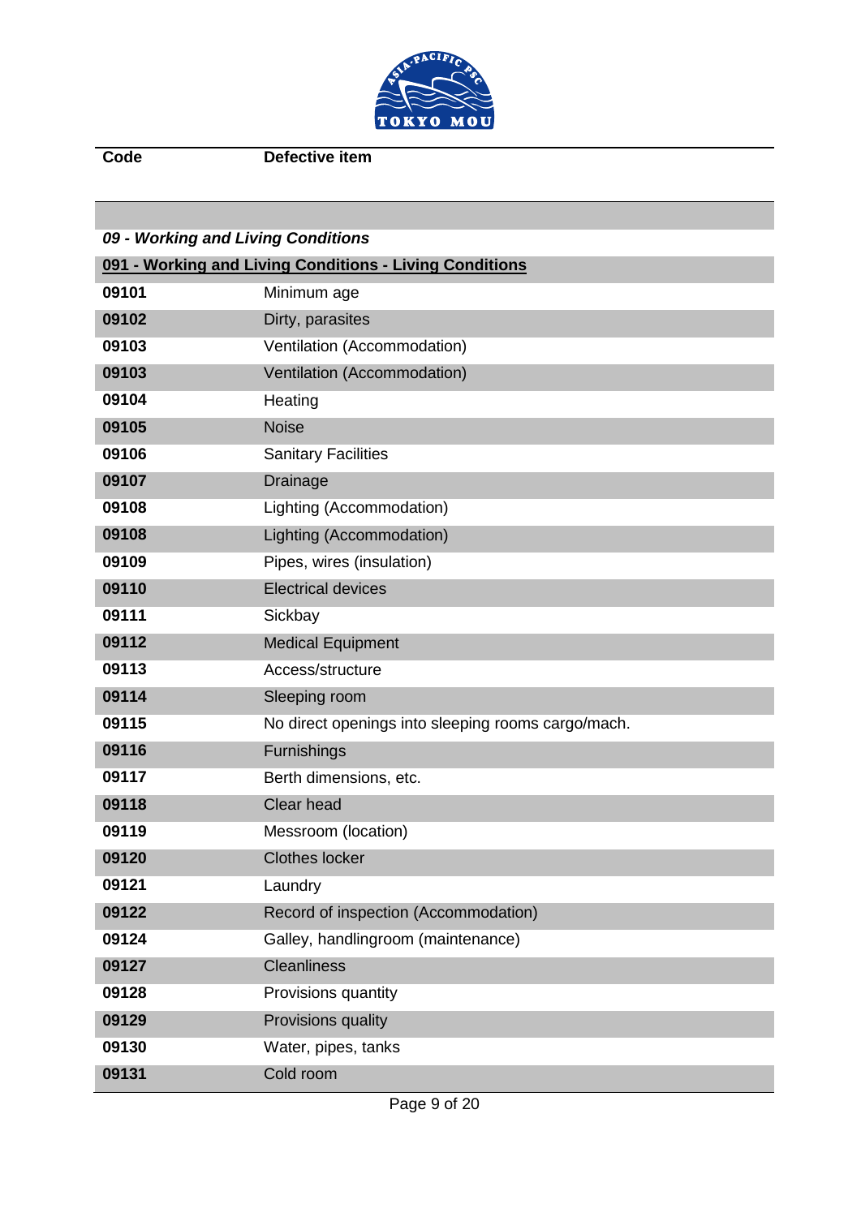| Code | Defective item |
| --- | --- |
| ***09 - Working and Living Conditions*** | |
| **091 - Working and Living Conditions - Living Conditions** | |
| **09101** | Minimum age |
| **09102** | Dirty, parasites |
| **09103** | Ventilation (Accommodation) |
| **09103** | Ventilation (Accommodation) |
| **09104** | Heating |
| **09105** | Noise |
| **09106** | Sanitary Facilities |
| **09107** | Drainage |
| **09108** | Lighting (Accommodation) |
| **09108** | Lighting (Accommodation) |
| **09109** | Pipes, wires (insulation) |
| **09110** | Electrical devices |
| **09111** | Sickbay |
| **09112** | Medical Equipment |
| **09113** | Access/structure |
| **09114** | Sleeping room |
| **09115** | No direct openings into sleeping rooms cargo/mach. |
| **09116** | Furnishings |
| **09117** | Berth dimensions, etc. |
| **09118** | Clear head |
| **09119** | Messroom (location) |
| **09120** | Clothes locker |
| **09121** | Laundry |
| **09122** | Record of inspection (Accommodation) |
| **09124** | Galley, handlingroom (maintenance) |
| **09127** | Cleanliness |
| **09128** | Provisions quantity |
| **09129** | Provisions quality |
| **09130** | Water, pipes, tanks |
| **09131** | Cold room |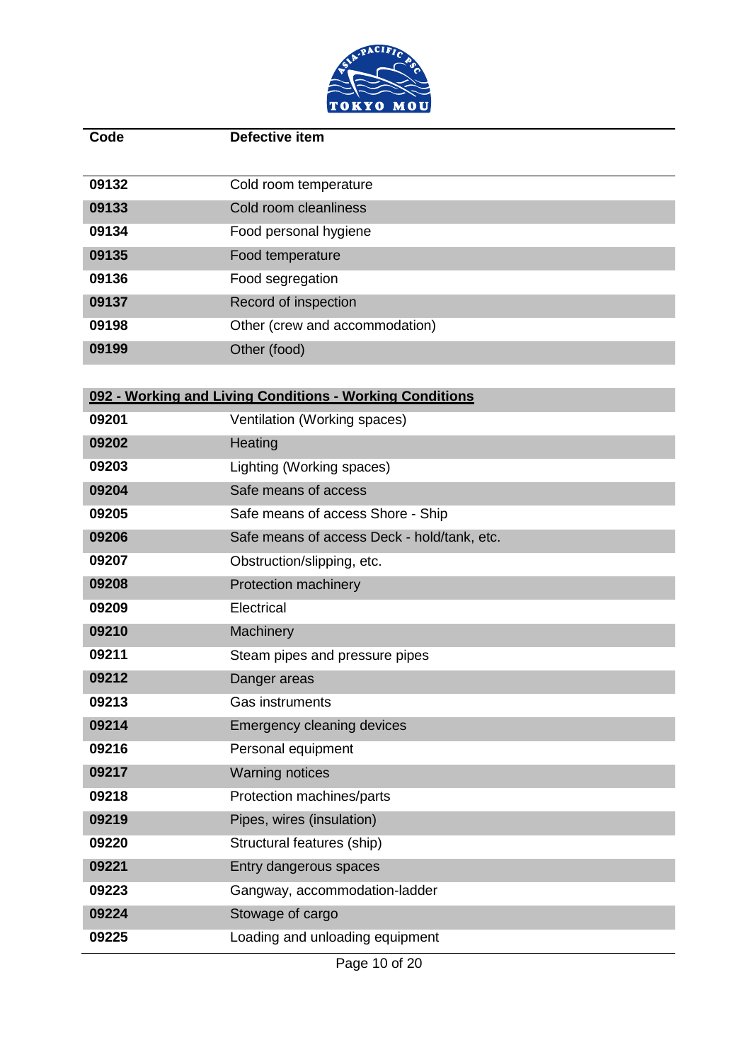| Code | Defective item |
|---|---|
| 09132 | Cold room temperature |
| 09133 | Cold room cleanliness |
| 09134 | Food personal hygiene |
| 09135 | Food temperature |
| 09136 | Food segregation |
| 09137 | Record of inspection |
| 09198 | Other (crew and accommodation) |
| 09199 | Other (food) |
| **092 - Working and Living Conditions - Working Conditions** | |
| 09201 | Ventilation (Working spaces) |
| 09202 | Heating |
| 09203 | Lighting (Working spaces) |
| 09204 | Safe means of access |
| 09205 | Safe means of access Shore - Ship |
| 09206 | Safe means of access Deck - hold/tank, etc. |
| 09207 | Obstruction/slipping, etc. |
| 09208 | Protection machinery |
| 09209 | Electrical |
| 09210 | Machinery |
| 09211 | Steam pipes and pressure pipes |
| 09212 | Danger areas |
| 09213 | Gas instruments |
| 09214 | Emergency cleaning devices |
| 09216 | Personal equipment |
| 09217 | Warning notices |
| 09218 | Protection machines/parts |
| 09219 | Pipes, wires (insulation) |
| 09220 | Structural features (ship) |
| 09221 | Entry dangerous spaces |
| 09223 | Gangway, accommodation-ladder |
| 09224 | Stowage of cargo |
| 09225 | Loading and unloading equipment |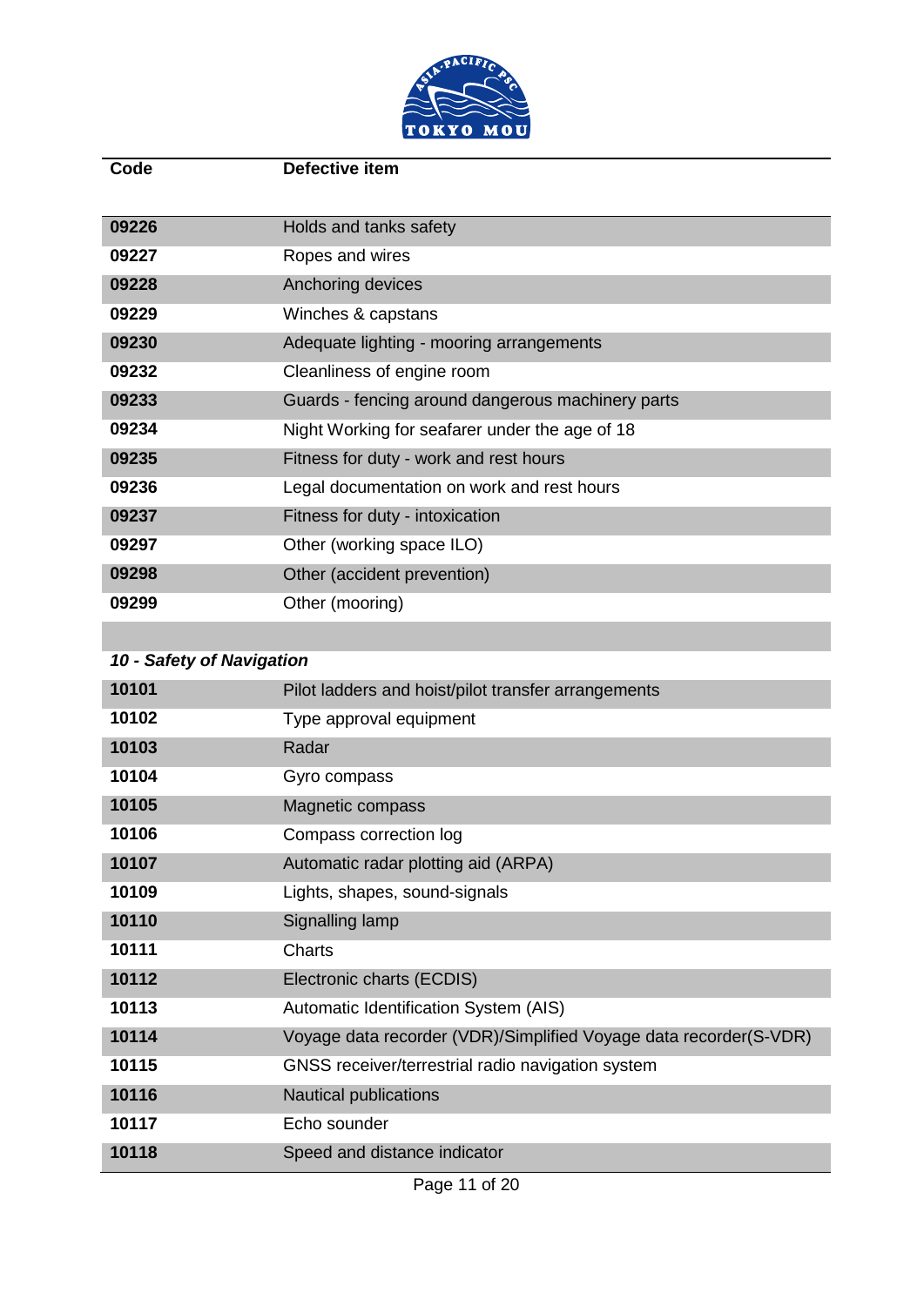| Code | Defective item |
|---|---|
| 09226 | Holds and tanks safety |
| 09227 | Ropes and wires |
| 09228 | Anchoring devices |
| 09229 | Winches & capstans |
| 09230 | Adequate lighting - mooring arrangements |
| 09232 | Cleanliness of engine room |
| 09233 | Guards - fencing around dangerous machinery parts |
| 09234 | Night Working for seafarer under the age of 18 |
| 09235 | Fitness for duty - work and rest hours |
| 09236 | Legal documentation on work and rest hours |
| 09237 | Fitness for duty - intoxication |
| 09297 | Other (working space ILO) |
| 09298 | Other (accident prevention) |
| 09299 | Other (mooring) |
| | |
| ***10 - Safety of Navigation*** | |
| 10101 | Pilot ladders and hoist/pilot transfer arrangements |
| 10102 | Type approval equipment |
| 10103 | Radar |
| 10104 | Gyro compass |
| 10105 | Magnetic compass |
| 10106 | Compass correction log |
| 10107 | Automatic radar plotting aid (ARPA) |
| 10109 | Lights, shapes, sound-signals |
| 10110 | Signalling lamp |
| 10111 | Charts |
| 10112 | Electronic charts (ECDIS) |
| 10113 | Automatic Identification System (AIS) |
| 10114 | Voyage data recorder (VDR)/Simplified Voyage data recorder(S-VDR) |
| 10115 | GNSS receiver/terrestrial radio navigation system |
| 10116 | Nautical publications |
| 10117 | Echo sounder |
| 10118 | Speed and distance indicator |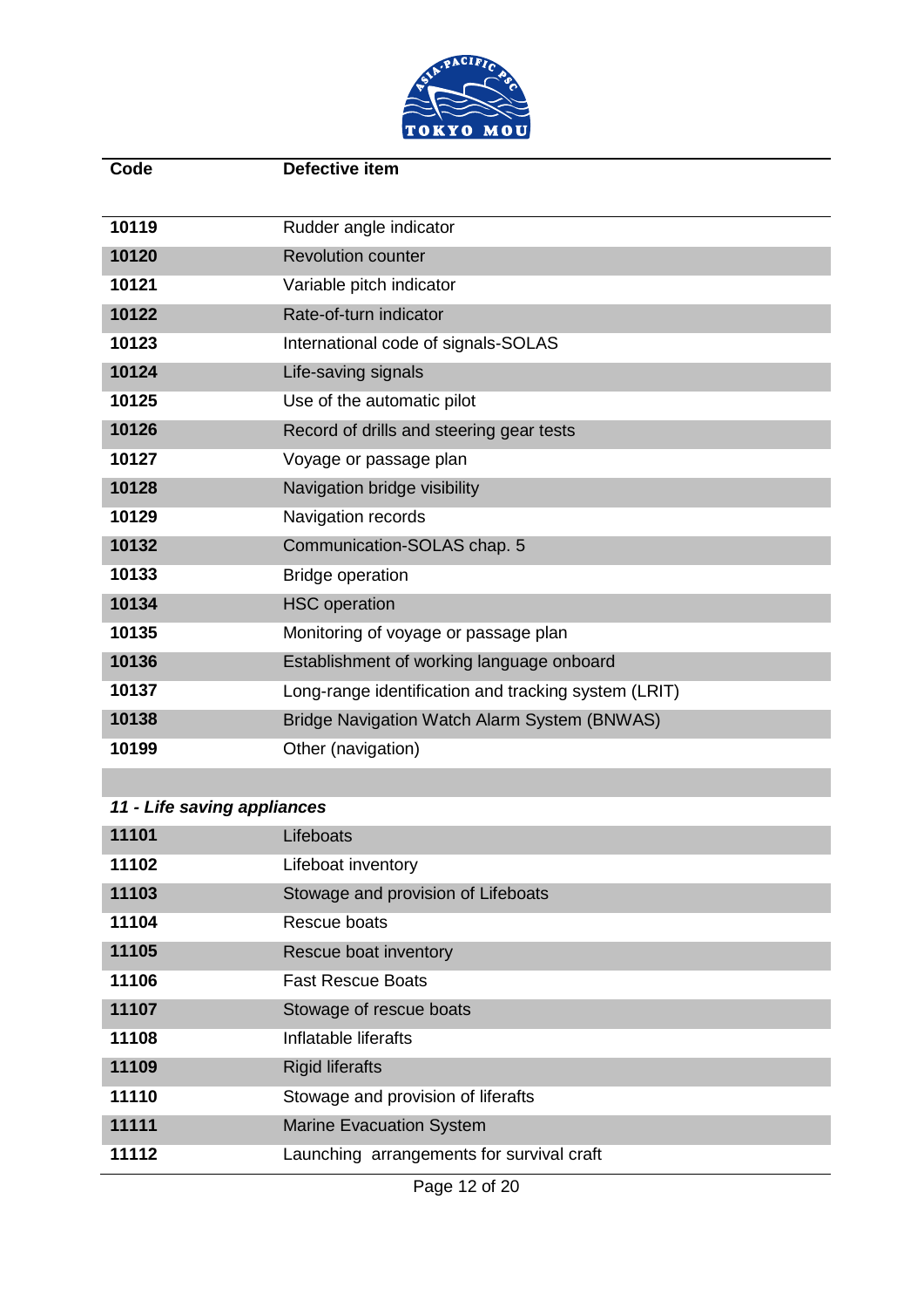| Code | Defective item |
|---|---|
| 10119 | Rudder angle indicator |
| 10120 | Revolution counter |
| 10121 | Variable pitch indicator |
| 10122 | Rate-of-turn indicator |
| 10123 | International code of signals-SOLAS |
| 10124 | Life-saving signals |
| 10125 | Use of the automatic pilot |
| 10126 | Record of drills and steering gear tests |
| 10127 | Voyage or passage plan |
| 10128 | Navigation bridge visibility |
| 10129 | Navigation records |
| 10132 | Communication-SOLAS chap. 5 |
| 10133 | Bridge operation |
| 10134 | HSC operation |
| 10135 | Monitoring of voyage or passage plan |
| 10136 | Establishment of working language onboard |
| 10137 | Long-range identification and tracking system (LRIT) |
| 10138 | Bridge Navigation Watch Alarm System (BNWAS) |
| 10199 | Other (navigation) |
| | |
| ***11 - Life saving appliances*** | |
| 11101 | Lifeboats |
| 11102 | Lifeboat inventory |
| 11103 | Stowage and provision of Lifeboats |
| 11104 | Rescue boats |
| 11105 | Rescue boat inventory |
| 11106 | Fast Rescue Boats |
| 11107 | Stowage of rescue boats |
| 11108 | Inflatable liferafts |
| 11109 | Rigid liferafts |
| 11110 | Stowage and provision of liferafts |
| 11111 | Marine Evacuation System |
| 11112 | Launching arrangements for survival craft |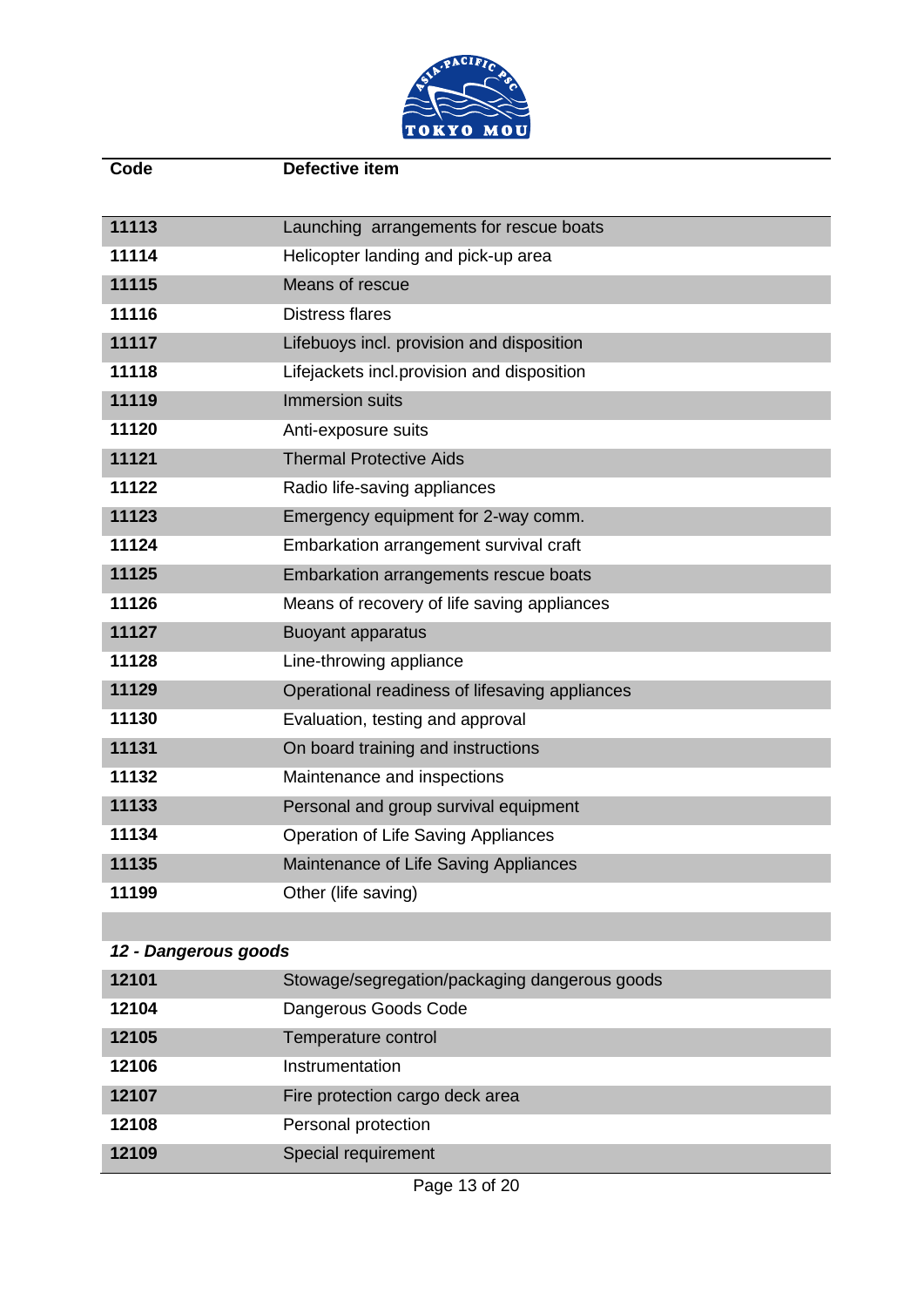| Code | Defective item |
|---|---|
| 11113 | Launching arrangements for rescue boats |
| 11114 | Helicopter landing and pick-up area |
| 11115 | Means of rescue |
| 11116 | Distress flares |
| 11117 | Lifebuoys incl. provision and disposition |
| 11118 | Lifejackets incl.provision and disposition |
| 11119 | Immersion suits |
| 11120 | Anti-exposure suits |
| 11121 | Thermal Protective Aids |
| 11122 | Radio life-saving appliances |
| 11123 | Emergency equipment for 2-way comm. |
| 11124 | Embarkation arrangement survival craft |
| 11125 | Embarkation arrangements rescue boats |
| 11126 | Means of recovery of life saving appliances |
| 11127 | Buoyant apparatus |
| 11128 | Line-throwing appliance |
| 11129 | Operational readiness of lifesaving appliances |
| 11130 | Evaluation, testing and approval |
| 11131 | On board training and instructions |
| 11132 | Maintenance and inspections |
| 11133 | Personal and group survival equipment |
| 11134 | Operation of Life Saving Appliances |
| 11135 | Maintenance of Life Saving Appliances |
| 11199 | Other (life saving) |
| | |
| ***12 - Dangerous goods*** | |
| 12101 | Stowage/segregation/packaging dangerous goods |
| 12104 | Dangerous Goods Code |
| 12105 | Temperature control |
| 12106 | Instrumentation |
| 12107 | Fire protection cargo deck area |
| 12108 | Personal protection |
| 12109 | Special requirement |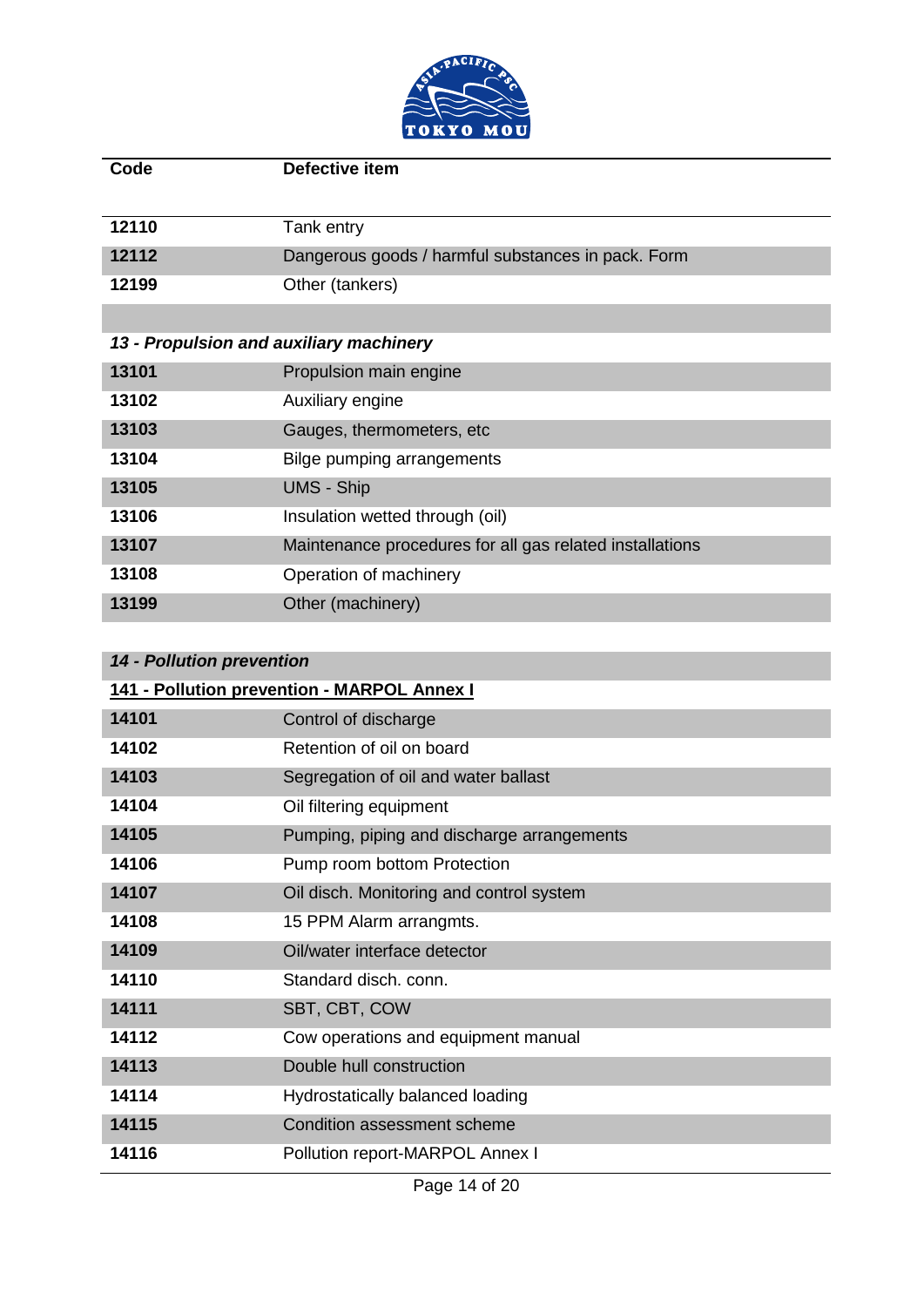| Code | Defective item |
|---|---|
| 12110 | Tank entry |
| 12112 | Dangerous goods / harmful substances in pack. Form |
| 12199 | Other (tankers) |
| | |
| *13 - Propulsion and auxiliary machinery* | |
| 13101 | Propulsion main engine |
| 13102 | Auxiliary engine |
| 13103 | Gauges, thermometers, etc |
| 13104 | Bilge pumping arrangements |
| 13105 | UMS - Ship |
| 13106 | Insulation wetted through (oil) |
| 13107 | Maintenance procedures for all gas related installations |
| 13108 | Operation of machinery |
| 13199 | Other (machinery) |
| | |
| *14 - Pollution prevention* | |
| **141 - Pollution prevention - MARPOL Annex I** | |
| 14101 | Control of discharge |
| 14102 | Retention of oil on board |
| 14103 | Segregation of oil and water ballast |
| 14104 | Oil filtering equipment |
| 14105 | Pumping, piping and discharge arrangements |
| 14106 | Pump room bottom Protection |
| 14107 | Oil disch. Monitoring and control system |
| 14108 | 15 PPM Alarm arrangmts. |
| 14109 | Oil/water interface detector |
| 14110 | Standard disch. conn. |
| 14111 | SBT, CBT, COW |
| 14112 | Cow operations and equipment manual |
| 14113 | Double hull construction |
| 14114 | Hydrostatically balanced loading |
| 14115 | Condition assessment scheme |
| 14116 | Pollution report-MARPOL Annex I |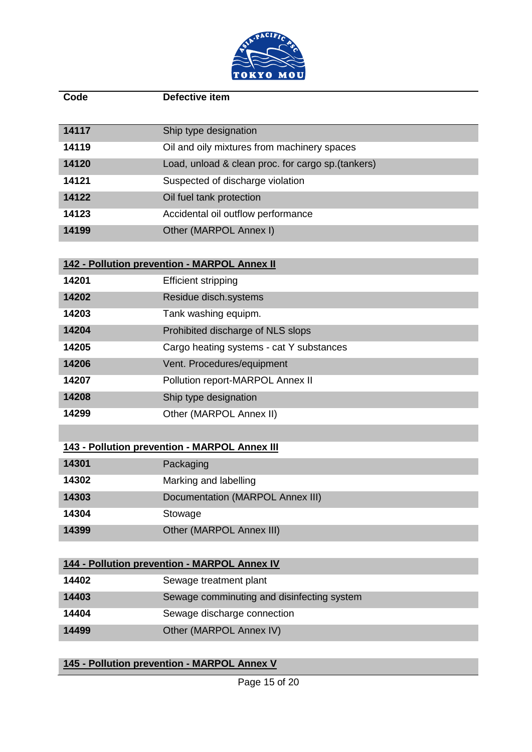| Code | Defective item |
|---|---|
| 14117 | Ship type designation |
| 14119 | Oil and oily mixtures from machinery spaces |
| 14120 | Load, unload & clean proc. for cargo sp.(tankers) |
| 14121 | Suspected of discharge violation |
| 14122 | Oil fuel tank protection |
| 14123 | Accidental oil outflow performance |
| 14199 | Other (MARPOL Annex I) |
| **142 - Pollution prevention - MARPOL Annex II** | |
| 14201 | Efficient stripping |
| 14202 | Residue disch.systems |
| 14203 | Tank washing equipm. |
| 14204 | Prohibited discharge of NLS slops |
| 14205 | Cargo heating systems - cat Y substances |
| 14206 | Vent. Procedures/equipment |
| 14207 | Pollution report-MARPOL Annex II |
| 14208 | Ship type designation |
| 14299 | Other (MARPOL Annex II) |
| **143 - Pollution prevention - MARPOL Annex III** | |
| 14301 | Packaging |
| 14302 | Marking and labelling |
| 14303 | Documentation (MARPOL Annex III) |
| 14304 | Stowage |
| 14399 | Other (MARPOL Annex III) |
| **144 - Pollution prevention - MARPOL Annex IV** | |
| 14402 | Sewage treatment plant |
| 14403 | Sewage comminuting and disinfecting system |
| 14404 | Sewage discharge connection |
| 14499 | Other (MARPOL Annex IV) |
| **145 - Pollution prevention - MARPOL Annex V** | |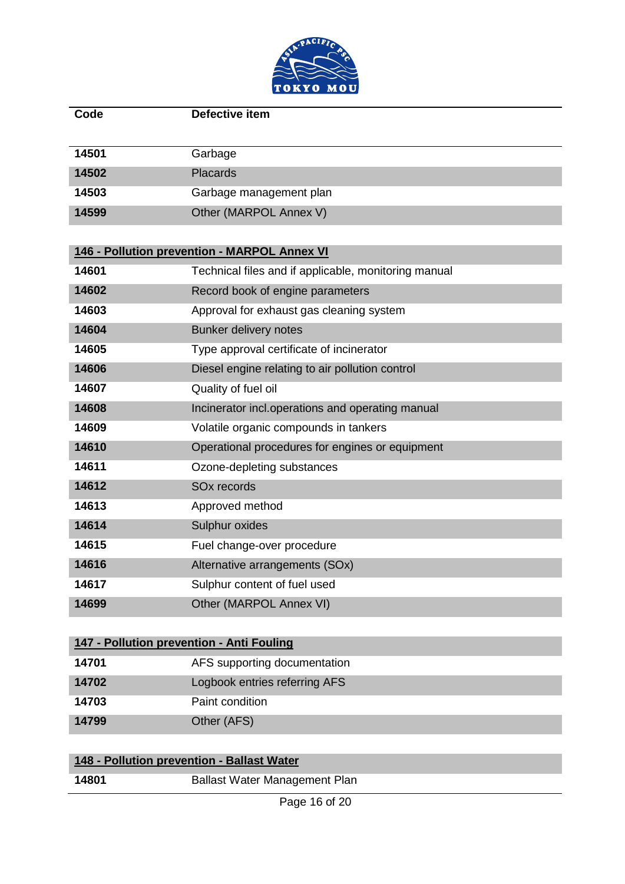| Code | Defective item |
|---|---|
| 14501 | Garbage |
| 14502 | Placards |
| 14503 | Garbage management plan |
| 14599 | Other (MARPOL Annex V) |

| **146 - Pollution prevention - MARPOL Annex VI** | |
|---|---|
| 14601 | Technical files and if applicable, monitoring manual |
| 14602 | Record book of engine parameters |
| 14603 | Approval for exhaust gas cleaning system |
| 14604 | Bunker delivery notes |
| 14605 | Type approval certificate of incinerator |
| 14606 | Diesel engine relating to air pollution control |
| 14607 | Quality of fuel oil |
| 14608 | Incinerator incl.operations and operating manual |
| 14609 | Volatile organic compounds in tankers |
| 14610 | Operational procedures for engines or equipment |
| 14611 | Ozone-depleting substances |
| 14612 | SOx records |
| 14613 | Approved method |
| 14614 | Sulphur oxides |
| 14615 | Fuel change-over procedure |
| 14616 | Alternative arrangements (SOx) |
| 14617 | Sulphur content of fuel used |
| 14699 | Other (MARPOL Annex VI) |

| **147 - Pollution prevention - Anti Fouling** | |
|---|---|
| 14701 | AFS supporting documentation |
| 14702 | Logbook entries referring AFS |
| 14703 | Paint condition |
| 14799 | Other (AFS) |

| **148 - Pollution prevention - Ballast Water** | |
|---|---|
| 14801 | Ballast Water Management Plan |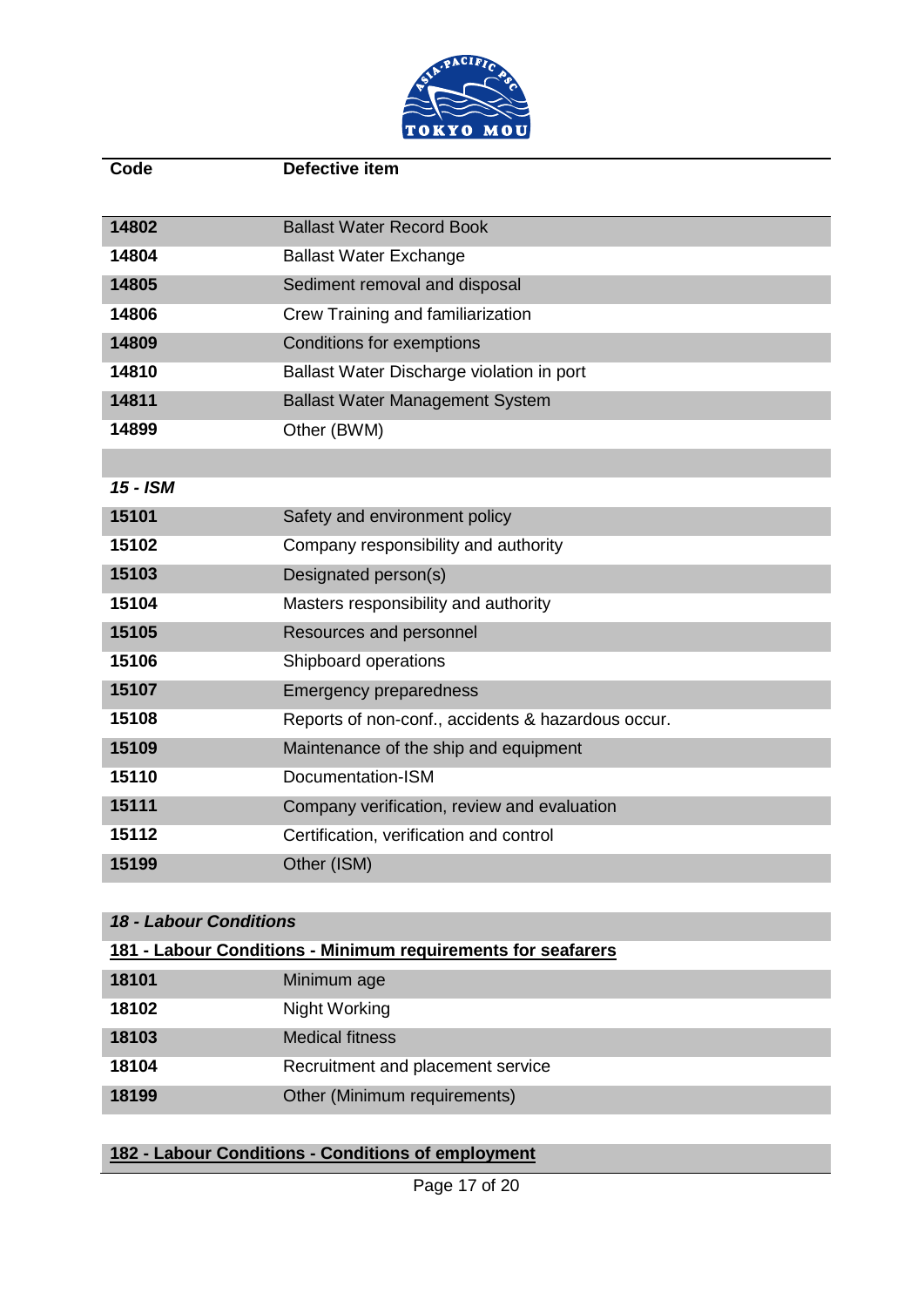| Code | Defective item |
|---|---|
| **14802** | Ballast Water Record Book |
| **14804** | Ballast Water Exchange |
| **14805** | Sediment removal and disposal |
| **14806** | Crew Training and familiarization |
| **14809** | Conditions for exemptions |
| **14810** | Ballast Water Discharge violation in port |
| **14811** | Ballast Water Management System |
| **14899** | Other (BWM) |
| | |
| ***15 - ISM*** | |
| **15101** | Safety and environment policy |
| **15102** | Company responsibility and authority |
| **15103** | Designated person(s) |
| **15104** | Masters responsibility and authority |
| **15105** | Resources and personnel |
| **15106** | Shipboard operations |
| **15107** | Emergency preparedness |
| **15108** | Reports of non-conf., accidents & hazardous occur. |
| **15109** | Maintenance of the ship and equipment |
| **15110** | Documentation-ISM |
| **15111** | Company verification, review and evaluation |
| **15112** | Certification, verification and control |
| **15199** | Other (ISM) |
| | |
| ***18 - Labour Conditions*** | |
| **181 - Labour Conditions - Minimum requirements for seafarers** | |
| **18101** | Minimum age |
| **18102** | Night Working |
| **18103** | Medical fitness |
| **18104** | Recruitment and placement service |
| **18199** | Other (Minimum requirements) |
| | |
| **182 - Labour Conditions - Conditions of employment** | |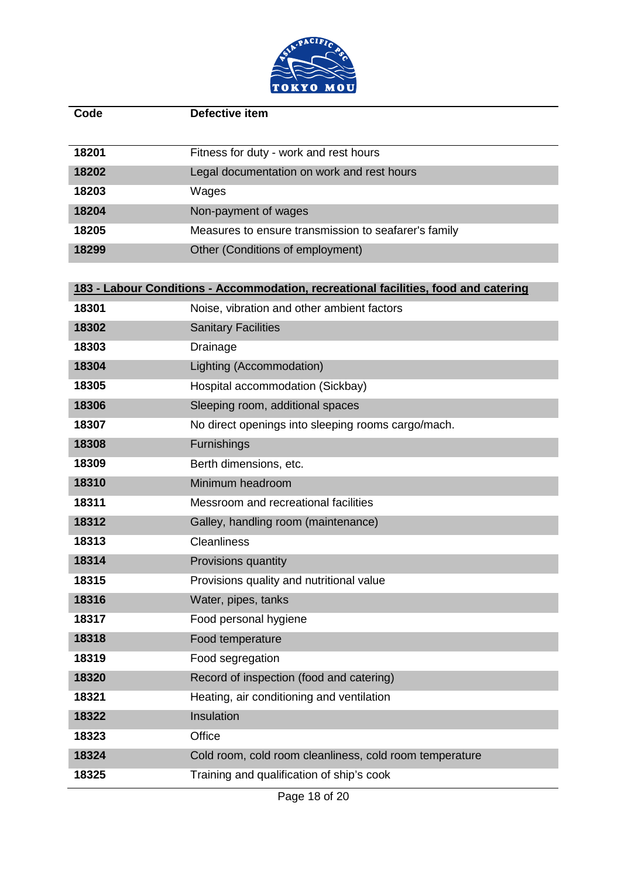| Code | Defective item |
|---|---|
| 18201 | Fitness for duty - work and rest hours |
| 18202 | Legal documentation on work and rest hours |
| 18203 | Wages |
| 18204 | Non-payment of wages |
| 18205 | Measures to ensure transmission to seafarer's family |
| 18299 | Other (Conditions of employment) |
| **183 - Labour Conditions - Accommodation, recreational facilities, food and catering** | |
| 18301 | Noise, vibration and other ambient factors |
| 18302 | Sanitary Facilities |
| 18303 | Drainage |
| 18304 | Lighting (Accommodation) |
| 18305 | Hospital accommodation (Sickbay) |
| 18306 | Sleeping room, additional spaces |
| 18307 | No direct openings into sleeping rooms cargo/mach. |
| 18308 | Furnishings |
| 18309 | Berth dimensions, etc. |
| 18310 | Minimum headroom |
| 18311 | Messroom and recreational facilities |
| 18312 | Galley, handling room (maintenance) |
| 18313 | Cleanliness |
| 18314 | Provisions quantity |
| 18315 | Provisions quality and nutritional value |
| 18316 | Water, pipes, tanks |
| 18317 | Food personal hygiene |
| 18318 | Food temperature |
| 18319 | Food segregation |
| 18320 | Record of inspection (food and catering) |
| 18321 | Heating, air conditioning and ventilation |
| 18322 | Insulation |
| 18323 | Office |
| 18324 | Cold room, cold room cleanliness, cold room temperature |
| 18325 | Training and qualification of ship's cook |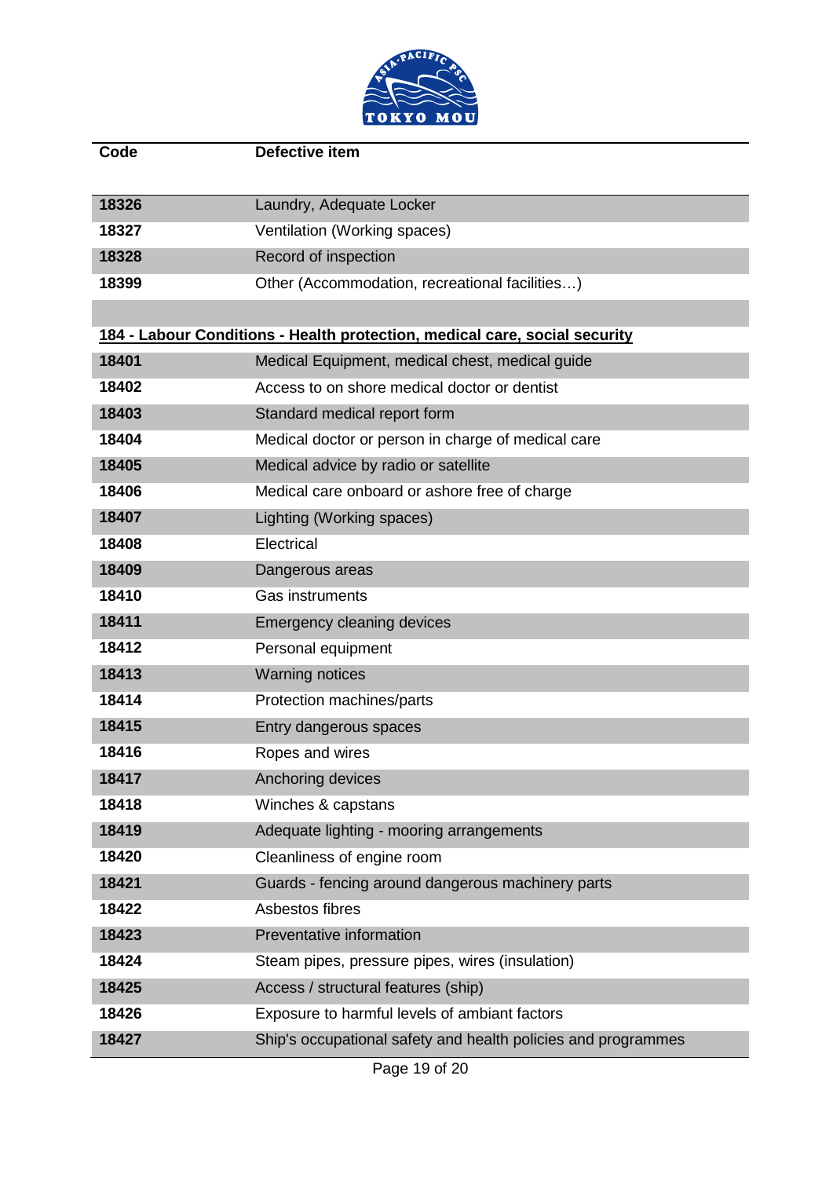| Code | Defective item |
|---|---|
| 18326 | Laundry, Adequate Locker |
| 18327 | Ventilation (Working spaces) |
| 18328 | Record of inspection |
| 18399 | Other (Accommodation, recreational facilities…) |
| | |
| **184 - Labour Conditions - Health protection, medical care, social security** | |
| 18401 | Medical Equipment, medical chest, medical guide |
| 18402 | Access to on shore medical doctor or dentist |
| 18403 | Standard medical report form |
| 18404 | Medical doctor or person in charge of medical care |
| 18405 | Medical advice by radio or satellite |
| 18406 | Medical care onboard or ashore free of charge |
| 18407 | Lighting (Working spaces) |
| 18408 | Electrical |
| 18409 | Dangerous areas |
| 18410 | Gas instruments |
| 18411 | Emergency cleaning devices |
| 18412 | Personal equipment |
| 18413 | Warning notices |
| 18414 | Protection machines/parts |
| 18415 | Entry dangerous spaces |
| 18416 | Ropes and wires |
| 18417 | Anchoring devices |
| 18418 | Winches & capstans |
| 18419 | Adequate lighting - mooring arrangements |
| 18420 | Cleanliness of engine room |
| 18421 | Guards - fencing around dangerous machinery parts |
| 18422 | Asbestos fibres |
| 18423 | Preventative information |
| 18424 | Steam pipes, pressure pipes, wires (insulation) |
| 18425 | Access / structural features (ship) |
| 18426 | Exposure to harmful levels of ambiant factors |
| 18427 | Ship's occupational safety and health policies and programmes |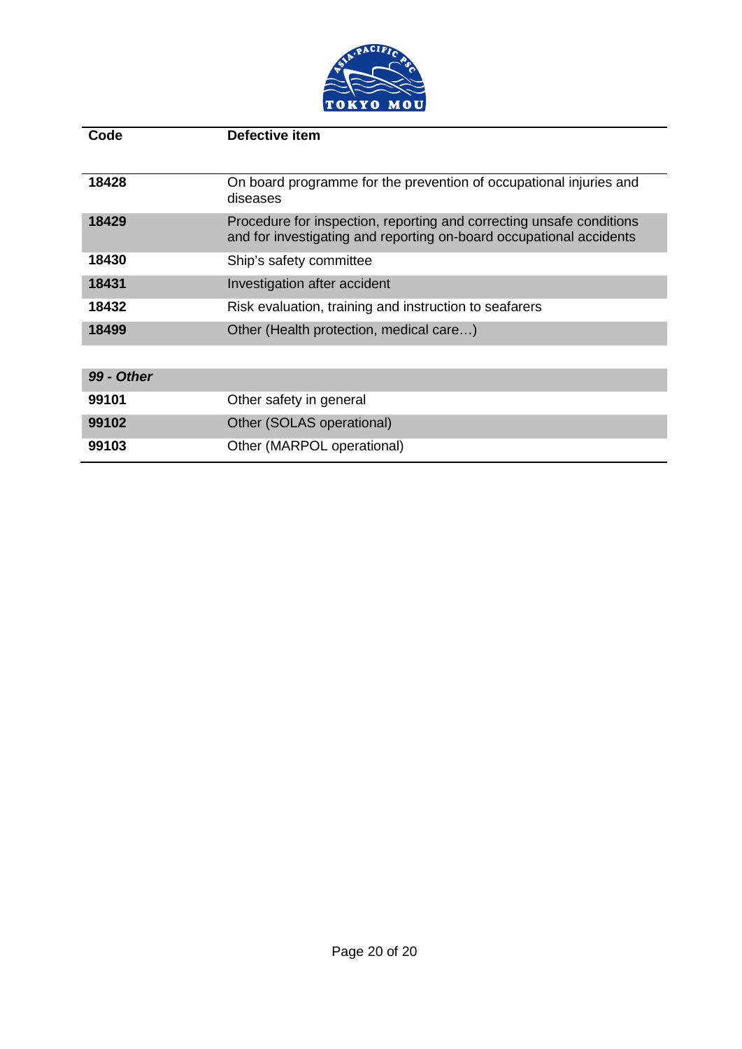| Code | Defective item |
|---|---|
| **18428** | On board programme for the prevention of occupational injuries and diseases |
| **18429** | Procedure for inspection, reporting and correcting unsafe conditions and for investigating and reporting on-board occupational accidents |
| **18430** | Ship's safety committee |
| **18431** | Investigation after accident |
| **18432** | Risk evaluation, training and instruction to seafarers |
| **18499** | Other (Health protection, medical care…) |
| | |
| ***99 - Other*** | |
| **99101** | Other safety in general |
| **99102** | Other (SOLAS operational) |
| **99103** | Other (MARPOL operational) |